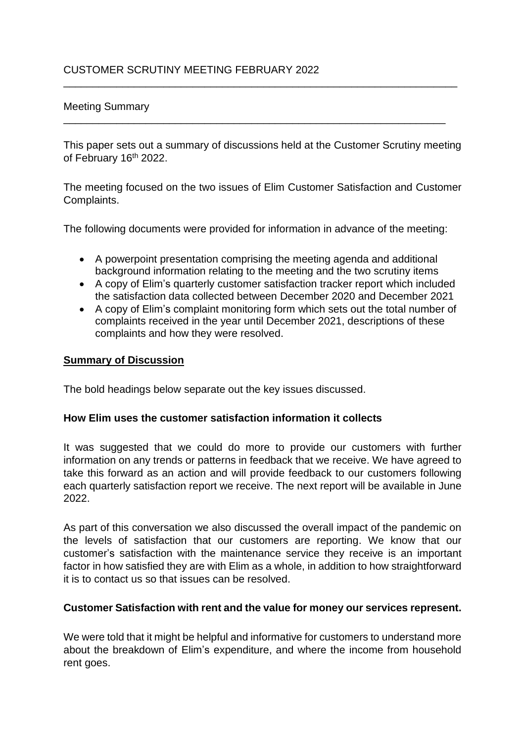# CUSTOMER SCRUTINY MEETING FEBRUARY 2022

## Meeting Summary

This paper sets out a summary of discussions held at the Customer Scrutiny meeting of February 16th 2022.

The meeting focused on the two issues of Elim Customer Satisfaction and Customer Complaints.

The following documents were provided for information in advance of the meeting:

- A powerpoint presentation comprising the meeting agenda and additional background information relating to the meeting and the two scrutiny items
- A copy of Elim's quarterly customer satisfaction tracker report which included the satisfaction data collected between December 2020 and December 2021
- A copy of Elim's complaint monitoring form which sets out the total number of complaints received in the year until December 2021, descriptions of these complaints and how they were resolved.

## **Summary of Discussion**

The bold headings below separate out the key issues discussed.

### **How Elim uses the customer satisfaction information it collects**

It was suggested that we could do more to provide our customers with further information on any trends or patterns in feedback that we receive. We have agreed to take this forward as an action and will provide feedback to our customers following each quarterly satisfaction report we receive. The next report will be available in June 2022.

As part of this conversation we also discussed the overall impact of the pandemic on the levels of satisfaction that our customers are reporting. We know that our customer's satisfaction with the maintenance service they receive is an important factor in how satisfied they are with Elim as a whole, in addition to how straightforward it is to contact us so that issues can be resolved.

### **Customer Satisfaction with rent and the value for money our services represent.**

We were told that it might be helpful and informative for customers to understand more about the breakdown of Elim's expenditure, and where the income from household rent goes.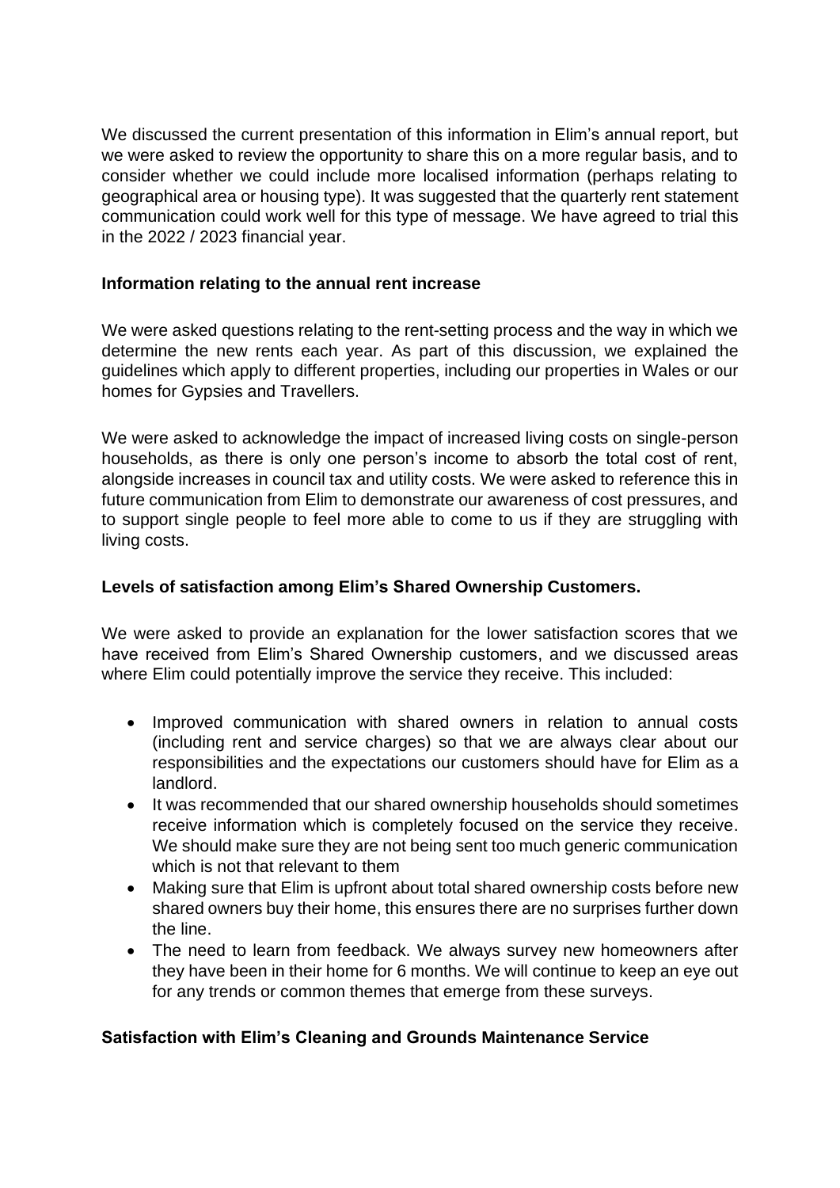We discussed the current presentation of this information in Elim's annual report, but we were asked to review the opportunity to share this on a more regular basis, and to consider whether we could include more localised information (perhaps relating to geographical area or housing type). It was suggested that the quarterly rent statement communication could work well for this type of message. We have agreed to trial this in the 2022 / 2023 financial year.

**Information relating to the annual rent increase**

We were asked questions relating to the rent-setting process and the way in which we determine the new rents each year. As part of this discussion, we explained the guidelines which apply to different properties, including our properties in Wales or our homes for Gypsies and Travellers.

We were asked to acknowledge the impact of increased living costs on single-person households, as there is only one person's income to absorb the total cost of rent, alongside increases in council tax and utility costs. We were asked to reference this in future communication from Elim to demonstrate our awareness of cost pressures, and to support single people to feel more able to come to us if they are struggling with living costs.

**Levels of satisfaction among Elim's Shared Ownership Customers.**

We were asked to provide an explanation for the lower satisfaction scores that we have received from Elim's Shared Ownership customers, and we discussed areas where Elim could potentially improve the service they receive. This included:

- Improved communication with shared owners in relation to annual costs (including rent and service charges) so that we are always clear about our responsibilities and the expectations our customers should have for Elim as a landlord.
- It was recommended that our shared ownership households should sometimes receive information which is completely focused on the service they receive. We should make sure they are not being sent too much generic communication which is not that relevant to them
- Making sure that Elim is upfront about total shared ownership costs before new shared owners buy their home, this ensures there are no surprises further down the line.
- The need to learn from feedback. We always survey new homeowners after they have been in their home for 6 months. We will continue to keep an eye out for any trends or common themes that emerge from these surveys.

**Satisfaction with Elim's Cleaning and Grounds Maintenance Service**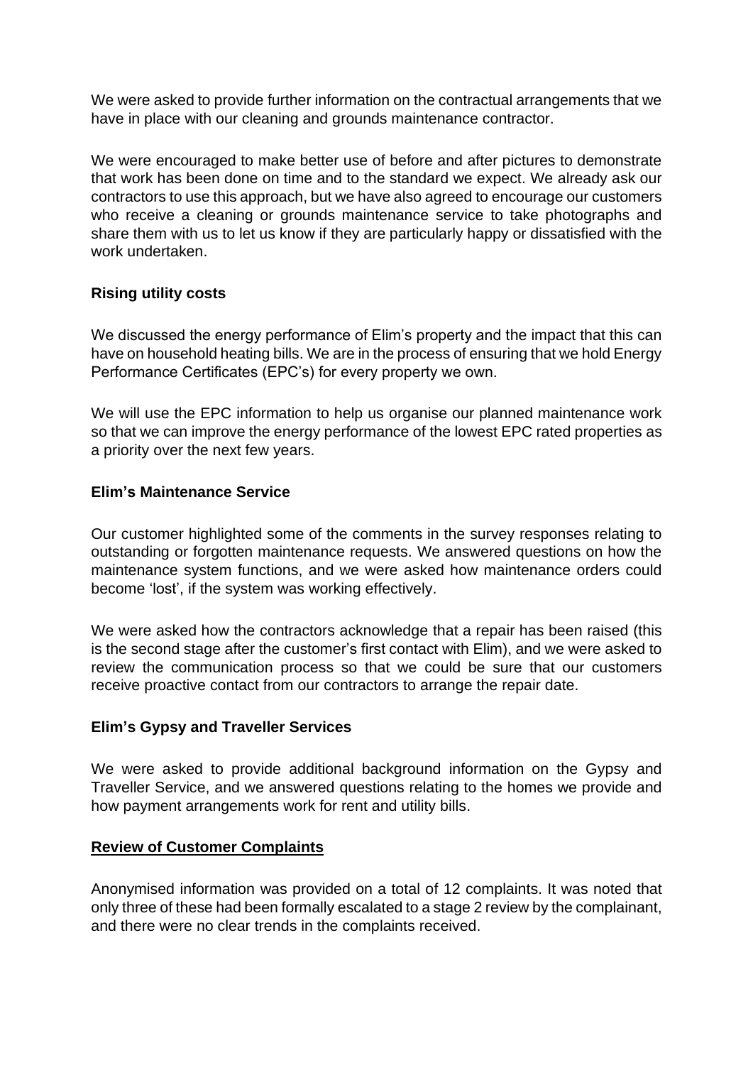We were asked to provide further information on the contractual arrangements that we have in place with our cleaning and grounds maintenance contractor.

We were encouraged to make better use of before and after pictures to demonstrate that work has been done on time and to the standard we expect. We already ask our contractors to use this approach, but we have also agreed to encourage our customers who receive a cleaning or grounds maintenance service to take photographs and share them with us to let us know if they are particularly happy or dissatisfied with the work undertaken.

**Rising utility costs**

We discussed the energy performance of Elim's property and the impact that this can have on household heating bills. We are in the process of ensuring that we hold Energy Performance Certificates (EPC's) for every property we own.

We will use the EPC information to help us organise our planned maintenance work so that we can improve the energy performance of the lowest EPC rated properties as a priority over the next few years.

**Elim's Maintenance Service**

Our customer highlighted some of the comments in the survey responses relating to outstanding or forgotten maintenance requests. We answered questions on how the maintenance system functions, and we were asked how maintenance orders could become 'lost', if the system was working effectively.

We were asked how the contractors acknowledge that a repair has been raised (this is the second stage after the customer's first contact with Elim), and we were asked to review the communication process so that we could be sure that our customers receive proactive contact from our contractors to arrange the repair date.

**Elim's Gypsy and Traveller Services**

We were asked to provide additional background information on the Gypsy and Traveller Service, and we answered questions relating to the homes we provide and how payment arrangements work for rent and utility bills.

**<u>Review of Customer Complaints</u>**

Anonymised information was provided on a total of 12 complaints. It was noted that only three of these had been formally escalated to a stage 2 review by the complainant, and there were no clear trends in the complaints received.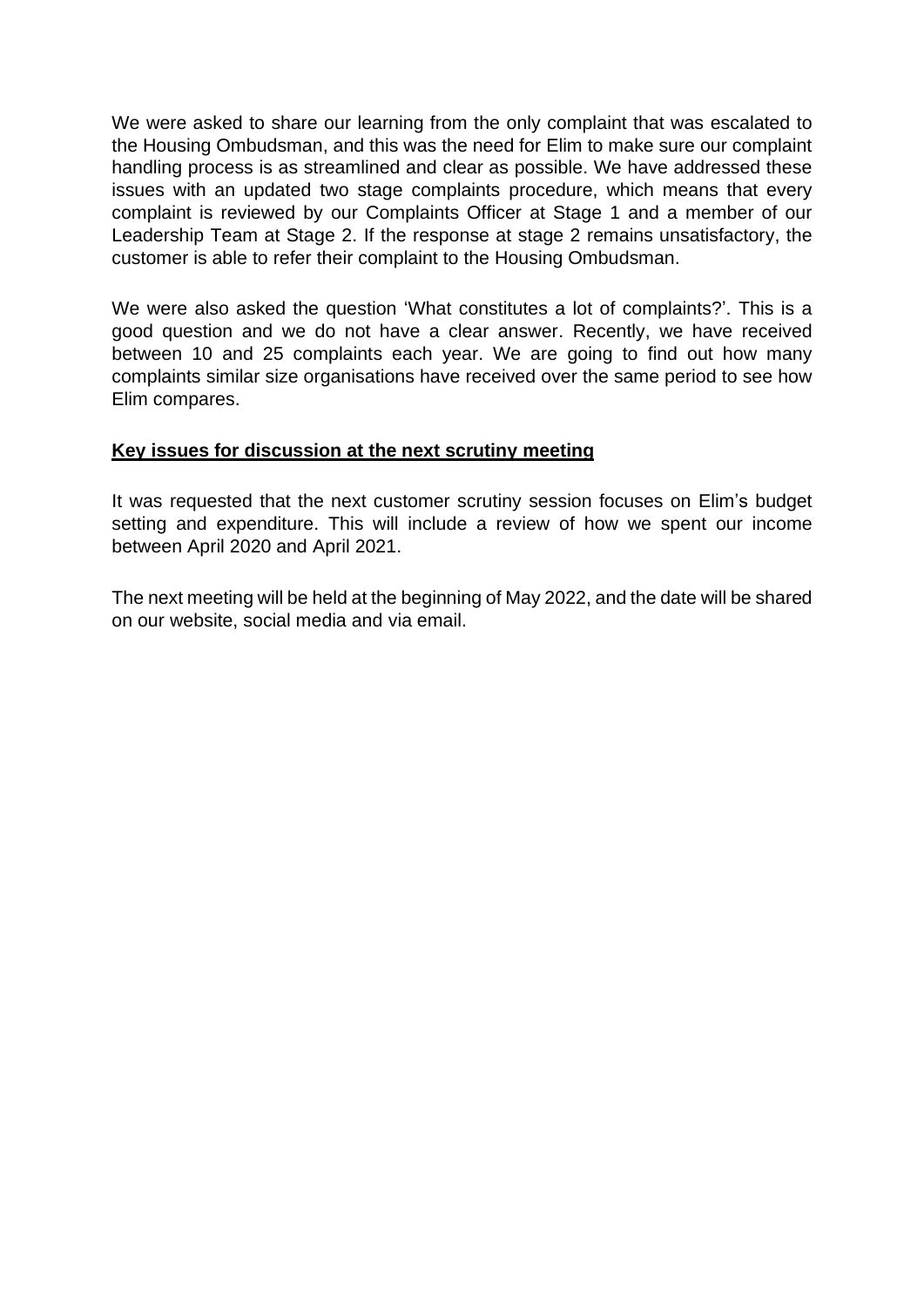We were asked to share our learning from the only complaint that was escalated to the Housing Ombudsman, and this was the need for Elim to make sure our complaint handling process is as streamlined and clear as possible. We have addressed these issues with an updated two stage complaints procedure, which means that every complaint is reviewed by our Complaints Officer at Stage 1 and a member of our Leadership Team at Stage 2. If the response at stage 2 remains unsatisfactory, the customer is able to refer their complaint to the Housing Ombudsman.

We were also asked the question 'What constitutes a lot of complaints?'. This is a good question and we do not have a clear answer. Recently, we have received between 10 and 25 complaints each year. We are going to find out how many complaints similar size organisations have received over the same period to see how Elim compares.

**Key issues for discussion at the next scrutiny meeting**

It was requested that the next customer scrutiny session focuses on Elim's budget setting and expenditure. This will include a review of how we spent our income between April 2020 and April 2021.

The next meeting will be held at the beginning of May 2022, and the date will be shared on our website, social media and via email.